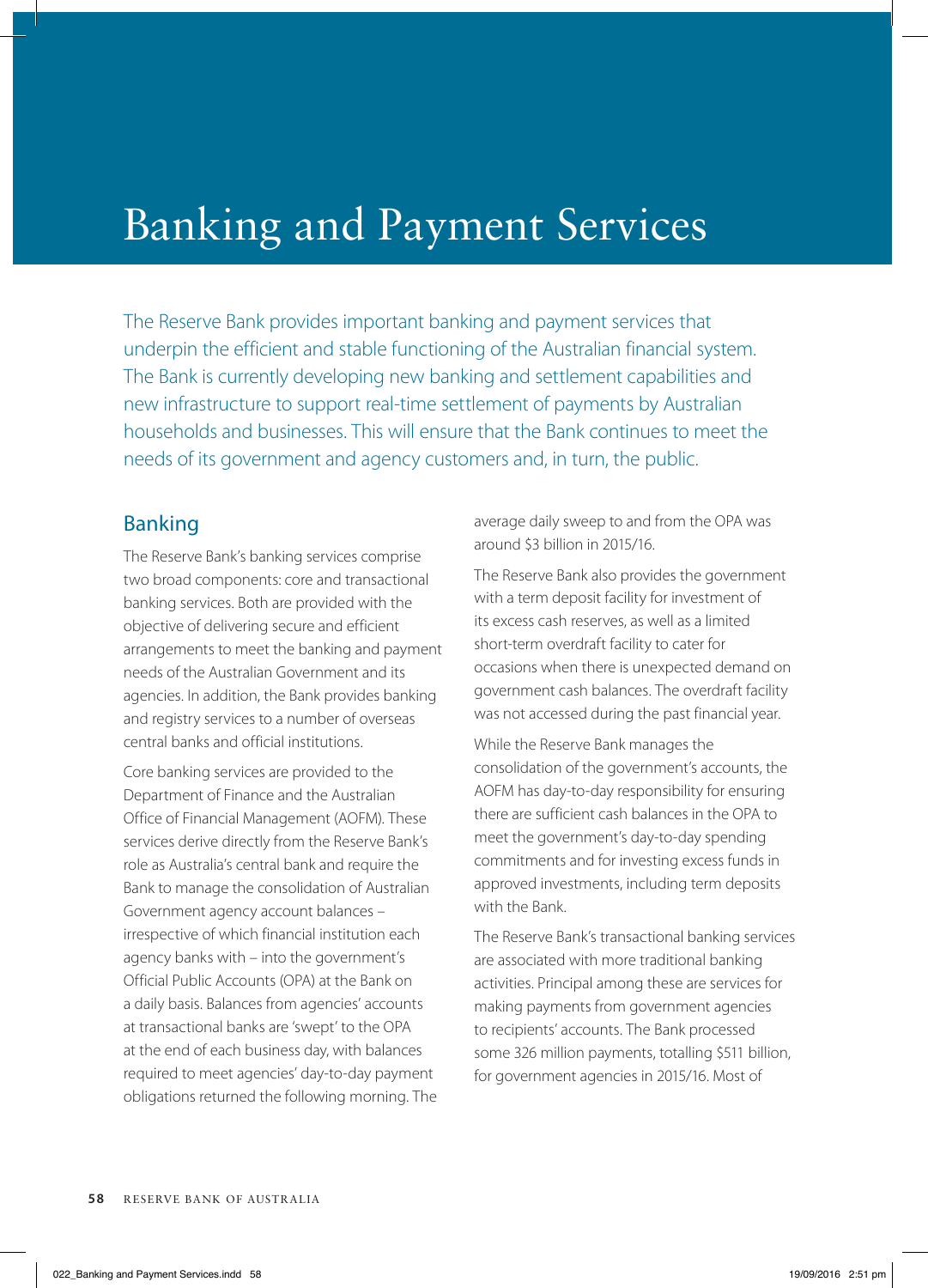# Banking and Payment Services

The Reserve Bank provides important banking and payment services that underpin the efficient and stable functioning of the Australian financial system. The Bank is currently developing new banking and settlement capabilities and new infrastructure to support real-time settlement of payments by Australian households and businesses. This will ensure that the Bank continues to meet the needs of its government and agency customers and, in turn, the public.

## Banking

The Reserve Bank's banking services comprise two broad components: core and transactional banking services. Both are provided with the objective of delivering secure and efficient arrangements to meet the banking and payment needs of the Australian Government and its agencies. In addition, the Bank provides banking and registry services to a number of overseas central banks and official institutions.

Core banking services are provided to the Department of Finance and the Australian Office of Financial Management (AOFM). These services derive directly from the Reserve Bank's role as Australia's central bank and require the Bank to manage the consolidation of Australian Government agency account balances – irrespective of which financial institution each agency banks with – into the government's Official Public Accounts (OPA) at the Bank on a daily basis. Balances from agencies' accounts at transactional banks are 'swept' to the OPA at the end of each business day, with balances required to meet agencies' day-to-day payment obligations returned the following morning. The average daily sweep to and from the OPA was around $3 billion in 2015/16.

The Reserve Bank also provides the government with a term deposit facility for investment of its excess cash reserves, as well as a limited short-term overdraft facility to cater for occasions when there is unexpected demand on government cash balances. The overdraft facility was not accessed during the past financial year.

While the Reserve Bank manages the consolidation of the government's accounts, the AOFM has day-to-day responsibility for ensuring there are sufficient cash balances in the OPA to meet the government's day-to-day spending commitments and for investing excess funds in approved investments, including term deposits with the Bank.

The Reserve Bank's transactional banking services are associated with more traditional banking activities. Principal among these are services for making payments from government agencies to recipients' accounts. The Bank processed some 326 million payments, totalling $511 billion, for government agencies in 2015/16. Most of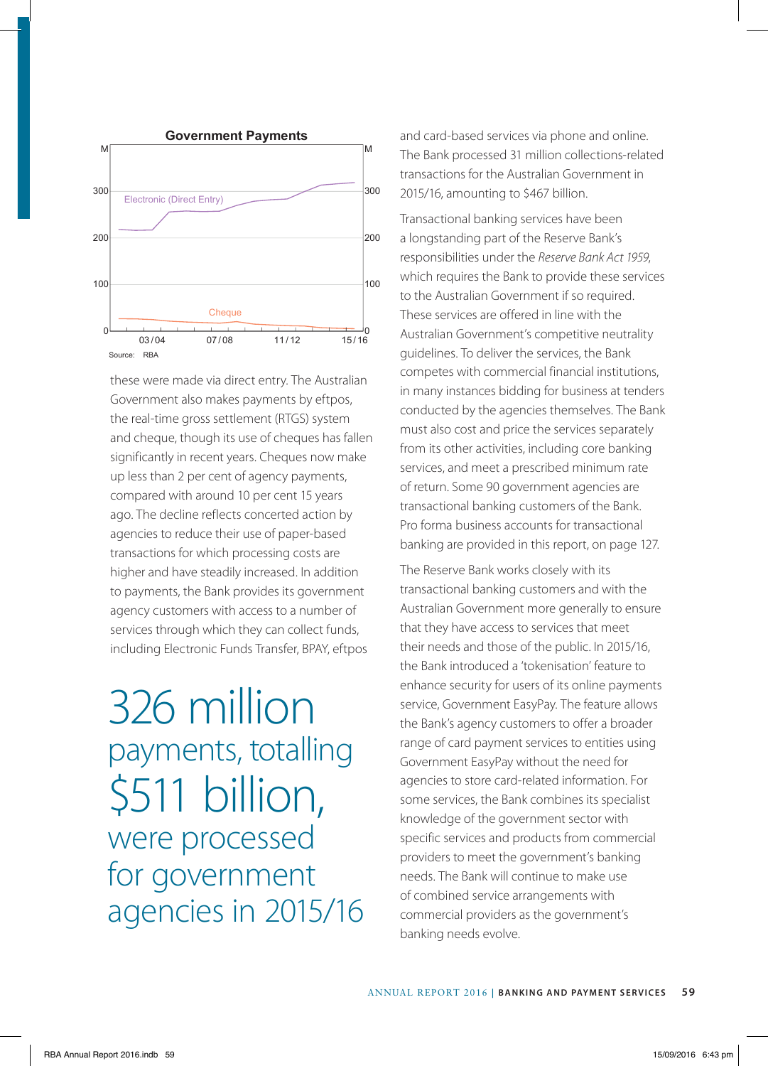**Government Payments**

Source: RBA

these were made via direct entry. The Australian Government also makes payments by eftpos, the real-time gross settlement (RTGS) system and cheque, though its use of cheques has fallen significantly in recent years. Cheques now make up less than 2 per cent of agency payments, compared with around 10 per cent 15 years ago. The decline reflects concerted action by agencies to reduce their use of paper-based transactions for which processing costs are higher and have steadily increased. In addition to payments, the Bank provides its government agency customers with access to a number of services through which they can collect funds, including Electronic Funds Transfer, BPAY, eftpos

## 326 million payments, totalling $511 billion, were processed for government agencies in 2015/16

and card-based services via phone and online. The Bank processed 31 million collections-related transactions for the Australian Government in 2015/16, amounting to $467 billion.

Transactional banking services have been a longstanding part of the Reserve Bank's responsibilities under the *Reserve Bank Act 1959*, which requires the Bank to provide these services to the Australian Government if so required. These services are offered in line with the Australian Government's competitive neutrality guidelines. To deliver the services, the Bank competes with commercial financial institutions, in many instances bidding for business at tenders conducted by the agencies themselves. The Bank must also cost and price the services separately from its other activities, including core banking services, and meet a prescribed minimum rate of return. Some 90 government agencies are transactional banking customers of the Bank. Pro forma business accounts for transactional banking are provided in this report, on page 127.

The Reserve Bank works closely with its transactional banking customers and with the Australian Government more generally to ensure that they have access to services that meet their needs and those of the public. In 2015/16, the Bank introduced a 'tokenisation' feature to enhance security for users of its online payments service, Government EasyPay. The feature allows the Bank's agency customers to offer a broader range of card payment services to entities using Government EasyPay without the need for agencies to store card-related information. For some services, the Bank combines its specialist knowledge of the government sector with specific services and products from commercial providers to meet the government's banking needs. The Bank will continue to make use of combined service arrangements with commercial providers as the government's banking needs evolve.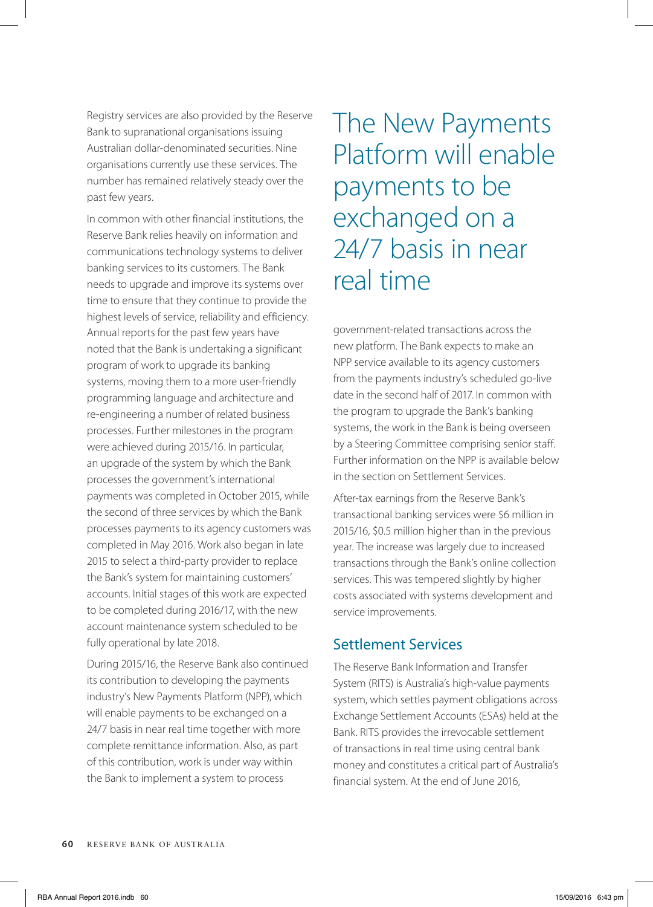Registry services are also provided by the Reserve Bank to supranational organisations issuing Australian dollar-denominated securities. Nine organisations currently use these services. The number has remained relatively steady over the past few years.

In common with other financial institutions, the Reserve Bank relies heavily on information and communications technology systems to deliver banking services to its customers. The Bank needs to upgrade and improve its systems over time to ensure that they continue to provide the highest levels of service, reliability and efficiency. Annual reports for the past few years have noted that the Bank is undertaking a significant program of work to upgrade its banking systems, moving them to a more user-friendly programming language and architecture and re-engineering a number of related business processes. Further milestones in the program were achieved during 2015/16. In particular, an upgrade of the system by which the Bank processes the government's international payments was completed in October 2015, while the second of three services by which the Bank processes payments to its agency customers was completed in May 2016. Work also began in late 2015 to select a third-party provider to replace the Bank's system for maintaining customers' accounts. Initial stages of this work are expected to be completed during 2016/17, with the new account maintenance system scheduled to be fully operational by late 2018.

During 2015/16, the Reserve Bank also continued its contribution to developing the payments industry's New Payments Platform (NPP), which will enable payments to be exchanged on a 24/7 basis in near real time together with more complete remittance information. Also, as part of this contribution, work is under way within the Bank to implement a system to process government-related transactions across the new platform. The Bank expects to make an NPP service available to its agency customers from the payments industry's scheduled go-live date in the second half of 2017. In common with the program to upgrade the Bank's banking systems, the work in the Bank is being overseen by a Steering Committee comprising senior staff. Further information on the NPP is available below in the section on Settlement Services.

> The New Payments Platform will enable payments to be exchanged on a 24/7 basis in near real time

After-tax earnings from the Reserve Bank's transactional banking services were $6 million in 2015/16, $0.5 million higher than in the previous year. The increase was largely due to increased transactions through the Bank's online collection services. This was tempered slightly by higher costs associated with systems development and service improvements.

## Settlement Services

The Reserve Bank Information and Transfer System (RITS) is Australia's high-value payments system, which settles payment obligations across Exchange Settlement Accounts (ESAs) held at the Bank. RITS provides the irrevocable settlement of transactions in real time using central bank money and constitutes a critical part of Australia's financial system. At the end of June 2016,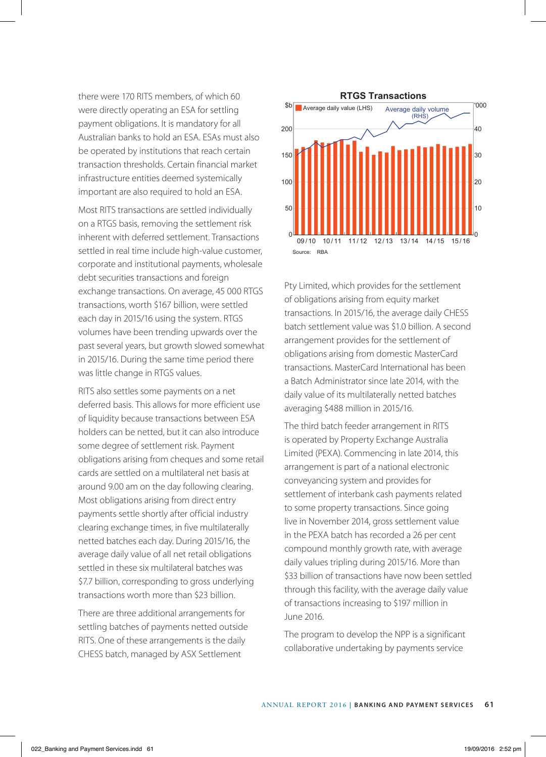there were 170 RITS members, of which 60 were directly operating an ESA for settling payment obligations. It is mandatory for all Australian banks to hold an ESA. ESAs must also be operated by institutions that reach certain transaction thresholds. Certain financial market infrastructure entities deemed systemically important are also required to hold an ESA.

Most RITS transactions are settled individually on a RTGS basis, removing the settlement risk inherent with deferred settlement. Transactions settled in real time include high-value customer, corporate and institutional payments, wholesale debt securities transactions and foreign exchange transactions. On average, 45 000 RTGS transactions, worth $167 billion, were settled each day in 2015/16 using the system. RTGS volumes have been trending upwards over the past several years, but growth slowed somewhat in 2015/16. During the same time period there was little change in RTGS values.

RITS also settles some payments on a net deferred basis. This allows for more efficient use of liquidity because transactions between ESA holders can be netted, but it can also introduce some degree of settlement risk. Payment obligations arising from cheques and some retail cards are settled on a multilateral net basis at around 9.00 am on the day following clearing. Most obligations arising from direct entry payments settle shortly after official industry clearing exchange times, in five multilaterally netted batches each day. During 2015/16, the average daily value of all net retail obligations settled in these six multilateral batches was $7.7 billion, corresponding to gross underlying transactions worth more than $23 billion.

There are three additional arrangements for settling batches of payments netted outside RITS. One of these arrangements is the daily CHESS batch, managed by ASX Settlement

**RTGS Transactions**

Source: RBA

Pty Limited, which provides for the settlement of obligations arising from equity market transactions. In 2015/16, the average daily CHESS batch settlement value was $1.0 billion. A second arrangement provides for the settlement of obligations arising from domestic MasterCard transactions. MasterCard International has been a Batch Administrator since late 2014, with the daily value of its multilaterally netted batches averaging $488 million in 2015/16.

The third batch feeder arrangement in RITS is operated by Property Exchange Australia Limited (PEXA). Commencing in late 2014, this arrangement is part of a national electronic conveyancing system and provides for settlement of interbank cash payments related to some property transactions. Since going live in November 2014, gross settlement value in the PEXA batch has recorded a 26 per cent compound monthly growth rate, with average daily values tripling during 2015/16. More than $33 billion of transactions have now been settled through this facility, with the average daily value of transactions increasing to $197 million in June 2016.

The program to develop the NPP is a significant collaborative undertaking by payments service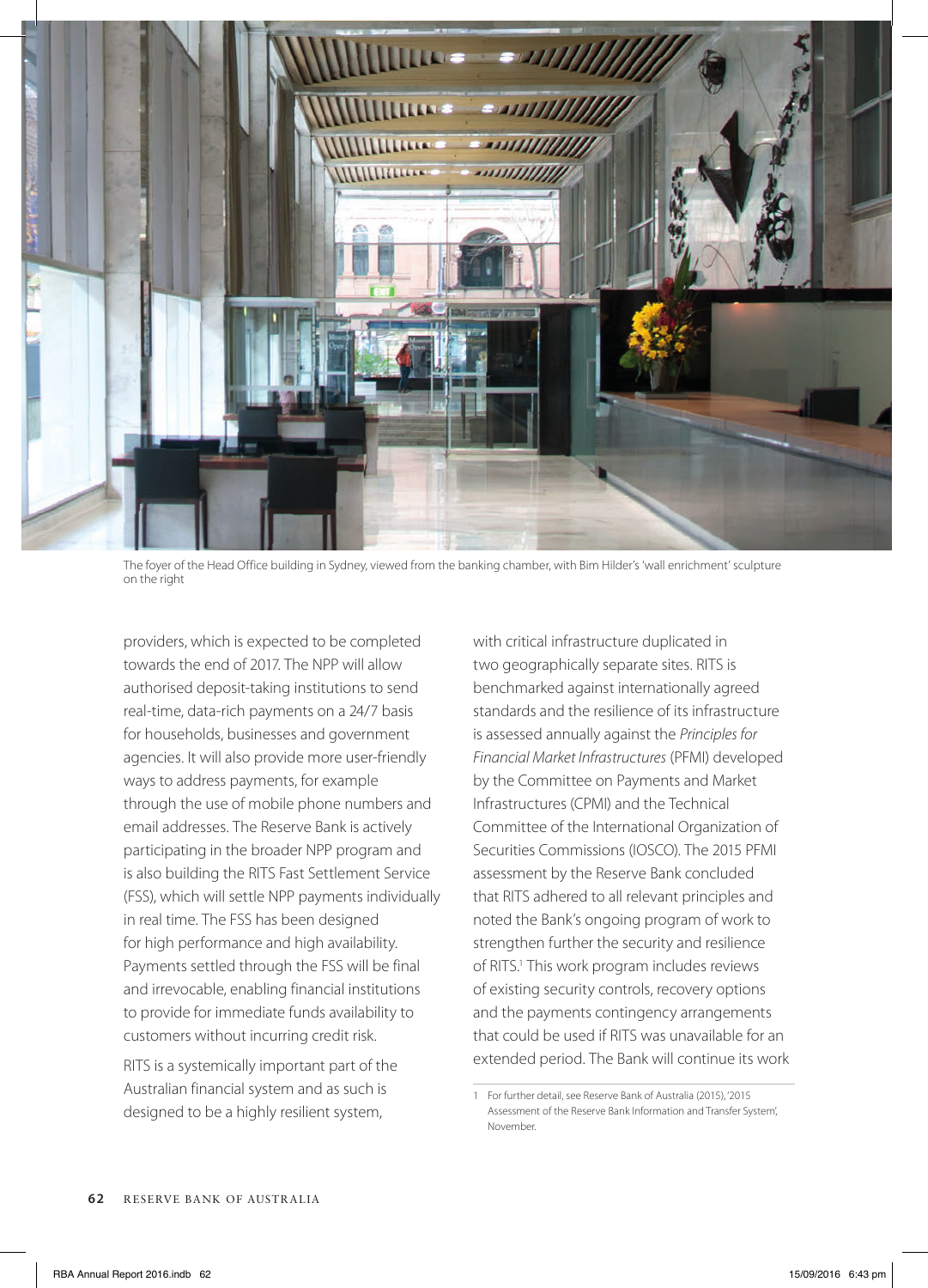The foyer of the Head Office building in Sydney, viewed from the banking chamber, with Bim Hilder's 'wall enrichment' sculpture on the right

providers, which is expected to be completed towards the end of 2017. The NPP will allow authorised deposit-taking institutions to send real-time, data-rich payments on a 24/7 basis for households, businesses and government agencies. It will also provide more user-friendly ways to address payments, for example through the use of mobile phone numbers and email addresses. The Reserve Bank is actively participating in the broader NPP program and is also building the RITS Fast Settlement Service (FSS), which will settle NPP payments individually in real time. The FSS has been designed for high performance and high availability. Payments settled through the FSS will be final and irrevocable, enabling financial institutions to provide for immediate funds availability to customers without incurring credit risk.

RITS is a systemically important part of the Australian financial system and as such is designed to be a highly resilient system, with critical infrastructure duplicated in two geographically separate sites. RITS is benchmarked against internationally agreed standards and the resilience of its infrastructure is assessed annually against the *Principles for Financial Market Infrastructures* (PFMI) developed by the Committee on Payments and Market Infrastructures (CPMI) and the Technical Committee of the International Organization of Securities Commissions (IOSCO). The 2015 PFMI assessment by the Reserve Bank concluded that RITS adhered to all relevant principles and noted the Bank's ongoing program of work to strengthen further the security and resilience of RITS.[1] This work program includes reviews of existing security controls, recovery options and the payments contingency arrangements that could be used if RITS was unavailable for an extended period. The Bank will continue its work

1 For further detail, see Reserve Bank of Australia (2015), '2015 Assessment of the Reserve Bank Information and Transfer System', November.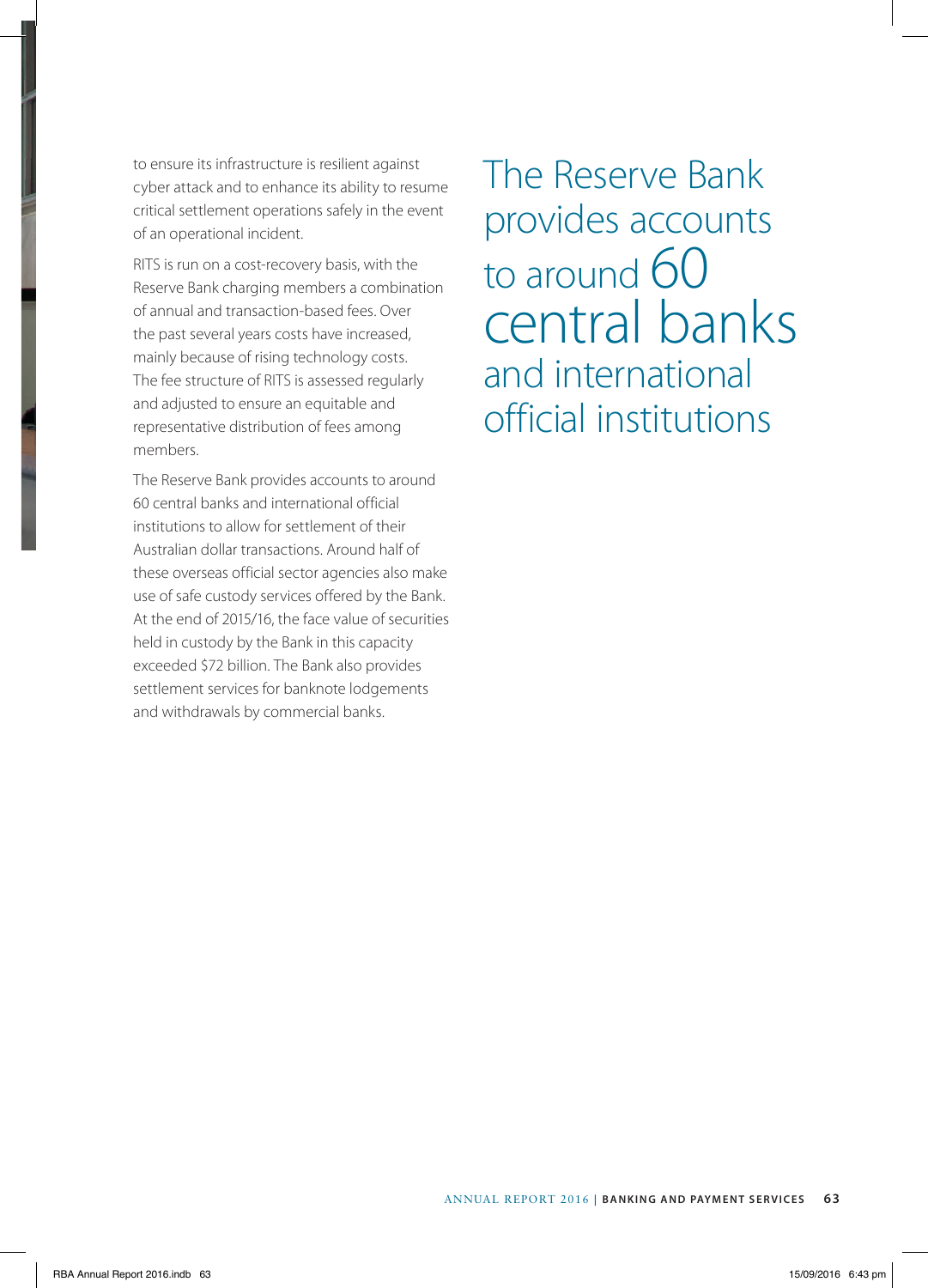to ensure its infrastructure is resilient against cyber attack and to enhance its ability to resume critical settlement operations safely in the event of an operational incident.

RITS is run on a cost-recovery basis, with the Reserve Bank charging members a combination of annual and transaction-based fees. Over the past several years costs have increased, mainly because of rising technology costs. The fee structure of RITS is assessed regularly and adjusted to ensure an equitable and representative distribution of fees among members.

The Reserve Bank provides accounts to around 60 central banks and international official institutions to allow for settlement of their Australian dollar transactions. Around half of these overseas official sector agencies also make use of safe custody services offered by the Bank. At the end of 2015/16, the face value of securities held in custody by the Bank in this capacity exceeded $72 billion. The Bank also provides settlement services for banknote lodgements and withdrawals by commercial banks.

> The Reserve Bank provides accounts to around 60 central banks and international official institutions